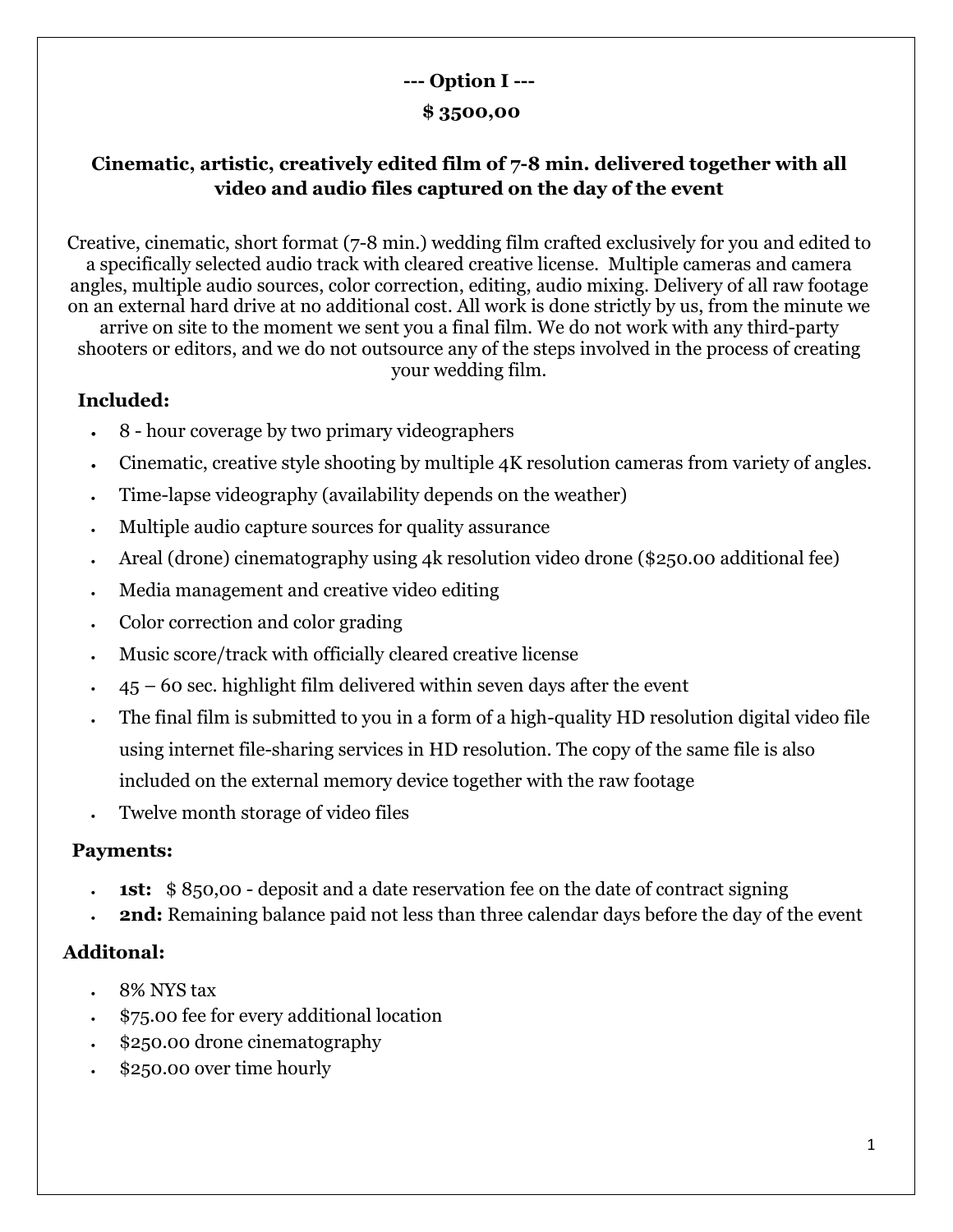**--- Option I ---**

**$ 3500,00**

**Cinematic, artistic, creatively edited film of 7-8 min. delivered together with all video and audio files captured on the day of the event**

Creative, cinematic, short format (7-8 min.) wedding film crafted exclusively for you and edited to a specifically selected audio track with cleared creative license. Multiple cameras and camera angles, multiple audio sources, color correction, editing, audio mixing. Delivery of all raw footage on an external hard drive at no additional cost. All work is done strictly by us, from the minute we arrive on site to the moment we sent you a final film. We do not work with any third-party shooters or editors, and we do not outsource any of the steps involved in the process of creating your wedding film.

**Included:**

- 8 - hour coverage by two primary videographers
- Cinematic, creative style shooting by multiple 4K resolution cameras from variety of angles.
- Time-lapse videography (availability depends on the weather)
- Multiple audio capture sources for quality assurance
- Areal (drone) cinematography using 4k resolution video drone ($250.00 additional fee)
- Media management and creative video editing
- Color correction and color grading
- Music score/track with officially cleared creative license
- 45 – 60 sec. highlight film delivered within seven days after the event
- The final film is submitted to you in a form of a high-quality HD resolution digital video file using internet file-sharing services in HD resolution. The copy of the same file is also included on the external memory device together with the raw footage
- Twelve month storage of video files

**Payments:**

- **1st:** $ 850,00 - deposit and a date reservation fee on the date of contract signing
- **2nd:** Remaining balance paid not less than three calendar days before the day of the event

**Additonal:**

- 8% NYS tax
- $75.00 fee for every additional location
- $250.00 drone cinematography
- $250.00 over time hourly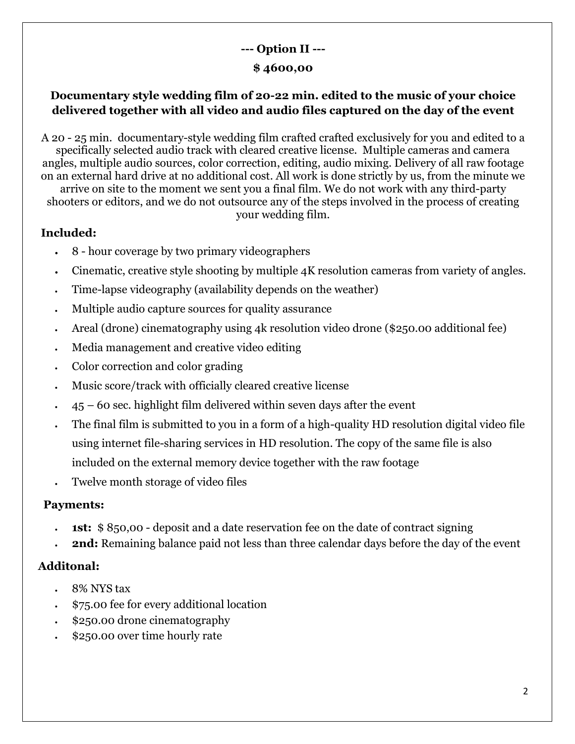**--- Option II ---**

**$ 4600,00**

**Documentary style wedding film of 20-22 min. edited to the music of your choice delivered together with all video and audio files captured on the day of the event**

A 20 - 25 min. documentary-style wedding film crafted crafted exclusively for you and edited to a specifically selected audio track with cleared creative license. Multiple cameras and camera angles, multiple audio sources, color correction, editing, audio mixing. Delivery of all raw footage on an external hard drive at no additional cost. All work is done strictly by us, from the minute we arrive on site to the moment we sent you a final film. We do not work with any third-party shooters or editors, and we do not outsource any of the steps involved in the process of creating your wedding film.

**Included:**

- 8 - hour coverage by two primary videographers
- Cinematic, creative style shooting by multiple 4K resolution cameras from variety of angles.
- Time-lapse videography (availability depends on the weather)
- Multiple audio capture sources for quality assurance
- Areal (drone) cinematography using 4k resolution video drone ($250.00 additional fee)
- Media management and creative video editing
- Color correction and color grading
- Music score/track with officially cleared creative license
- 45 – 60 sec. highlight film delivered within seven days after the event
- The final film is submitted to you in a form of a high-quality HD resolution digital video file using internet file-sharing services in HD resolution. The copy of the same file is also included on the external memory device together with the raw footage
- Twelve month storage of video files

**Payments:**

- **1st:** $ 850,00 - deposit and a date reservation fee on the date of contract signing
- **2nd:** Remaining balance paid not less than three calendar days before the day of the event

**Additonal:**

- 8% NYS tax
- $75.00 fee for every additional location
- $250.00 drone cinematography
- $250.00 over time hourly rate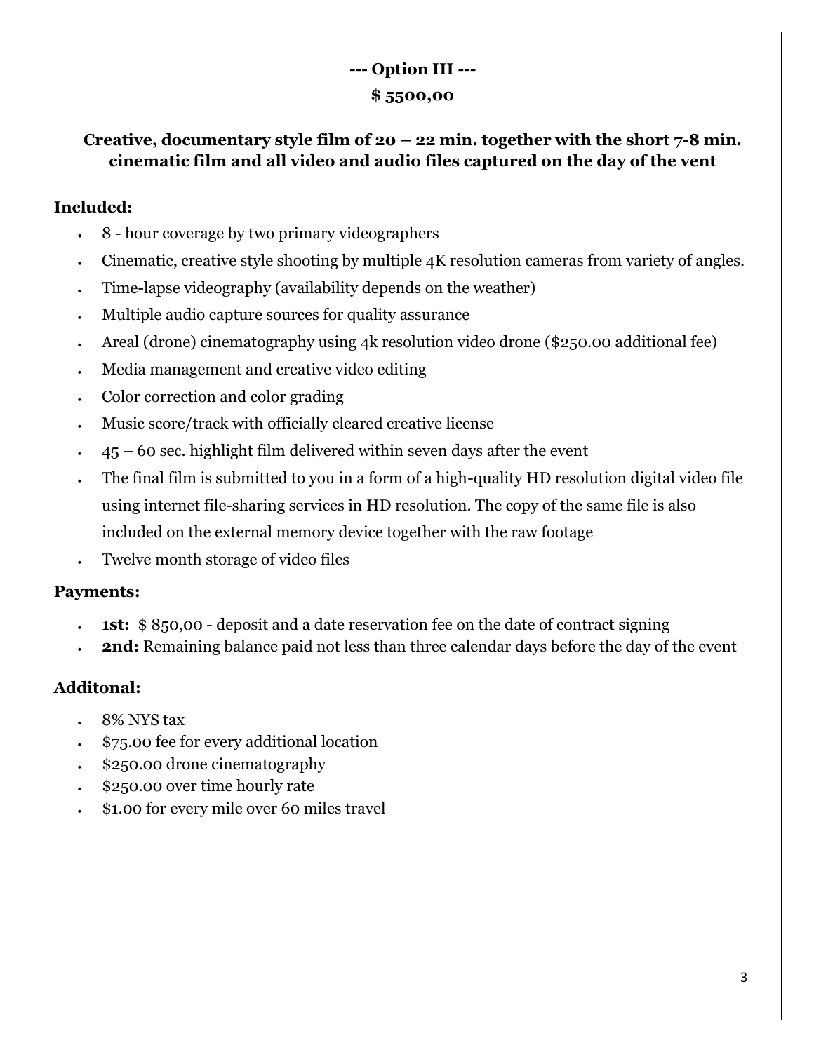**--- Option III ---**

**$ 5500,00**

**Creative, documentary style film of 20 – 22 min. together with the short 7-8 min. cinematic film and all video and audio files captured on the day of the vent**

**Included:**

- 8 - hour coverage by two primary videographers
- Cinematic, creative style shooting by multiple 4K resolution cameras from variety of angles.
- Time-lapse videography (availability depends on the weather)
- Multiple audio capture sources for quality assurance
- Areal (drone) cinematography using 4k resolution video drone ($250.00 additional fee)
- Media management and creative video editing
- Color correction and color grading
- Music score/track with officially cleared creative license
- 45 – 60 sec. highlight film delivered within seven days after the event
- The final film is submitted to you in a form of a high-quality HD resolution digital video file using internet file-sharing services in HD resolution. The copy of the same file is also included on the external memory device together with the raw footage
- Twelve month storage of video files

**Payments:**

- **1st:** $ 850,00 - deposit and a date reservation fee on the date of contract signing
- **2nd:** Remaining balance paid not less than three calendar days before the day of the event

**Additonal:**

- 8% NYS tax
- $75.00 fee for every additional location
- $250.00 drone cinematography
- $250.00 over time hourly rate
- $1.00 for every mile over 60 miles travel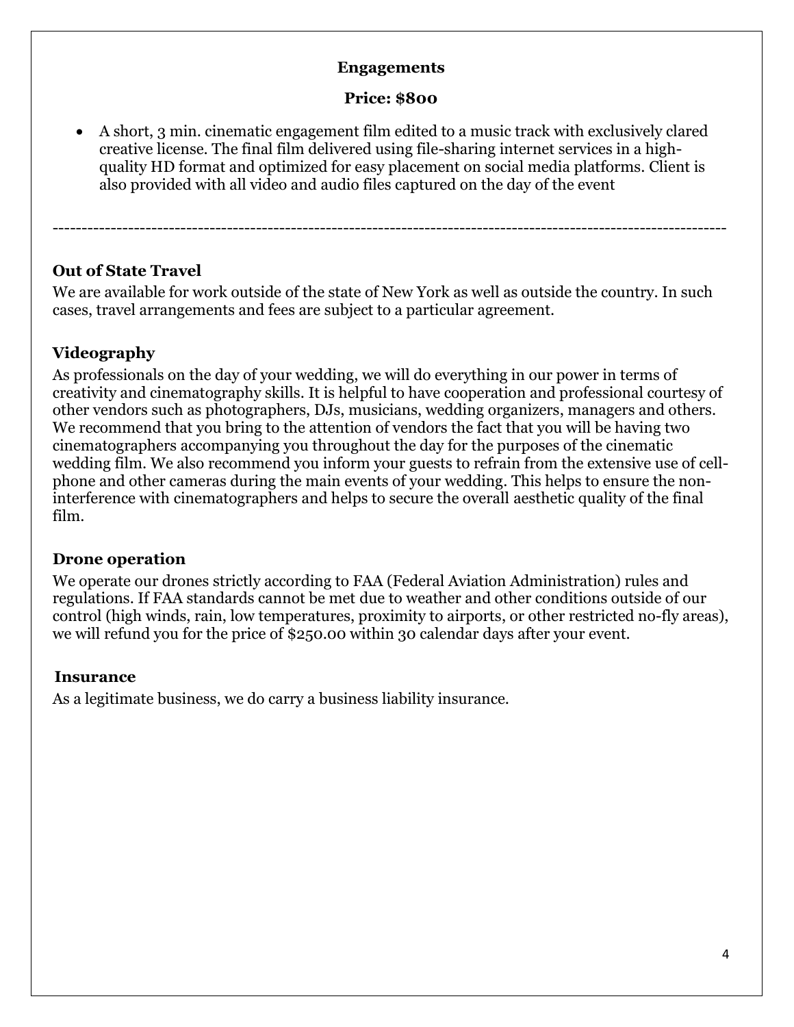**Engagements**

**Price: $800**

- A short, 3 min. cinematic engagement film edited to a music track with exclusively clared creative license. The final film delivered using file-sharing internet services in a high-quality HD format and optimized for easy placement on social media platforms. Client is also provided with all video and audio files captured on the day of the event

---

### Out of State Travel

We are available for work outside of the state of New York as well as outside the country. In such cases, travel arrangements and fees are subject to a particular agreement.

### Videography

As professionals on the day of your wedding, we will do everything in our power in terms of creativity and cinematography skills. It is helpful to have cooperation and professional courtesy of other vendors such as photographers, DJs, musicians, wedding organizers, managers and others. We recommend that you bring to the attention of vendors the fact that you will be having two cinematographers accompanying you throughout the day for the purposes of the cinematic wedding film. We also recommend you inform your guests to refrain from the extensive use of cell-phone and other cameras during the main events of your wedding. This helps to ensure the non-interference with cinematographers and helps to secure the overall aesthetic quality of the final film.

### Drone operation

We operate our drones strictly according to FAA (Federal Aviation Administration) rules and regulations. If FAA standards cannot be met due to weather and other conditions outside of our control (high winds, rain, low temperatures, proximity to airports, or other restricted no-fly areas), we will refund you for the price of $250.00 within 30 calendar days after your event.

### Insurance

As a legitimate business, we do carry a business liability insurance.